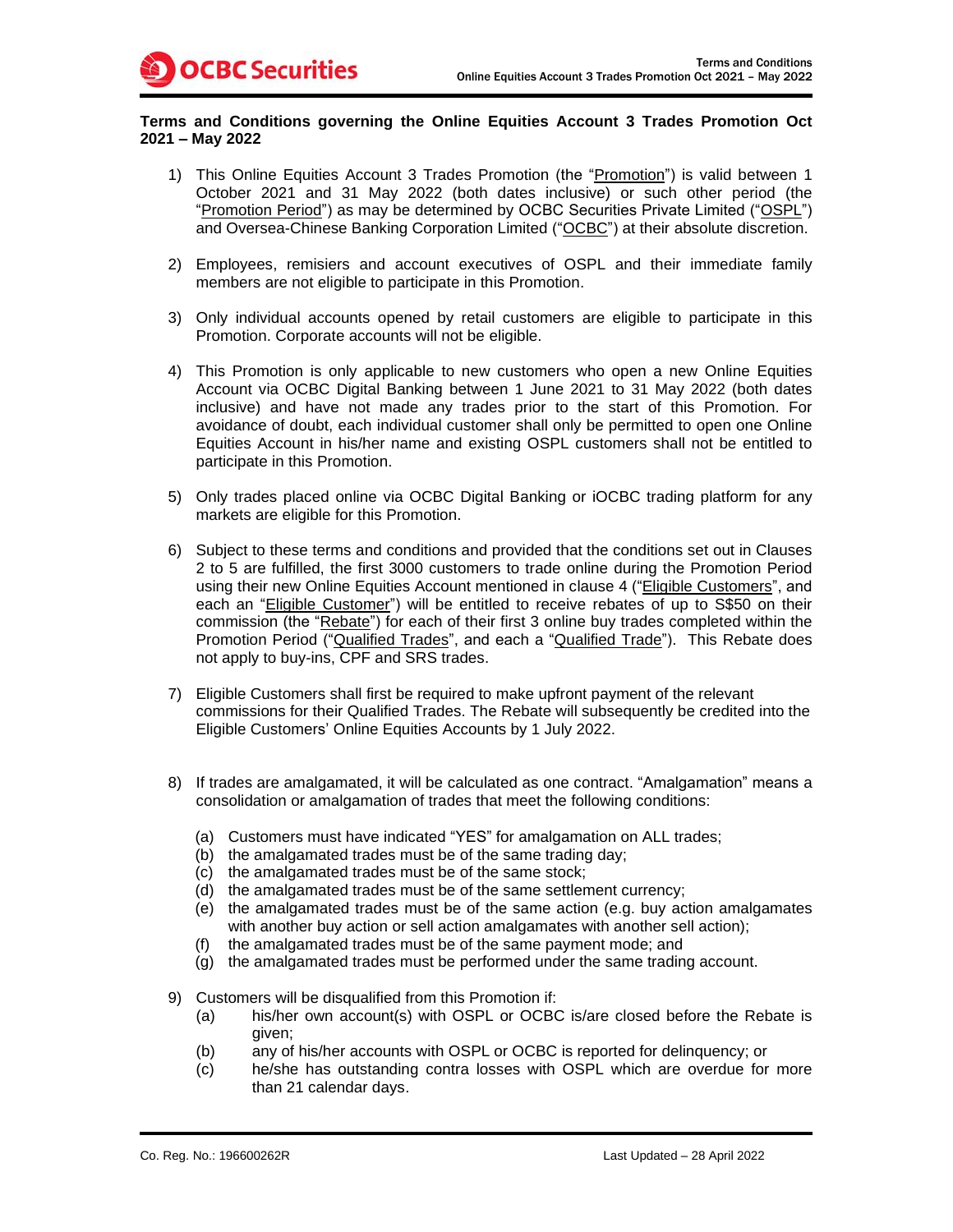**Terms and Conditions governing the Online Equities Account 3 Trades Promotion Oct 2021 – May 2022**

1) This Online Equities Account 3 Trades Promotion (the "Promotion") is valid between 1 October 2021 and 31 May 2022 (both dates inclusive) or such other period (the "Promotion Period") as may be determined by OCBC Securities Private Limited ("OSPL") and Oversea-Chinese Banking Corporation Limited ("OCBC") at their absolute discretion.

2) Employees, remisiers and account executives of OSPL and their immediate family members are not eligible to participate in this Promotion.

3) Only individual accounts opened by retail customers are eligible to participate in this Promotion. Corporate accounts will not be eligible.

4) This Promotion is only applicable to new customers who open a new Online Equities Account via OCBC Digital Banking between 1 June 2021 to 31 May 2022 (both dates inclusive) and have not made any trades prior to the start of this Promotion. For avoidance of doubt, each individual customer shall only be permitted to open one Online Equities Account in his/her name and existing OSPL customers shall not be entitled to participate in this Promotion.

5) Only trades placed online via OCBC Digital Banking or iOCBC trading platform for any markets are eligible for this Promotion.

6) Subject to these terms and conditions and provided that the conditions set out in Clauses 2 to 5 are fulfilled, the first 3000 customers to trade online during the Promotion Period using their new Online Equities Account mentioned in clause 4 ("Eligible Customers", and each an "Eligible Customer") will be entitled to receive rebates of up to S$50 on their commission (the "Rebate") for each of their first 3 online buy trades completed within the Promotion Period ("Qualified Trades", and each a "Qualified Trade"). This Rebate does not apply to buy-ins, CPF and SRS trades.

7) Eligible Customers shall first be required to make upfront payment of the relevant commissions for their Qualified Trades. The Rebate will subsequently be credited into the Eligible Customers' Online Equities Accounts by 1 July 2022.

8) If trades are amalgamated, it will be calculated as one contract. "Amalgamation" means a consolidation or amalgamation of trades that meet the following conditions:

   (a) Customers must have indicated "YES" for amalgamation on ALL trades;
   (b) the amalgamated trades must be of the same trading day;
   (c) the amalgamated trades must be of the same stock;
   (d) the amalgamated trades must be of the same settlement currency;
   (e) the amalgamated trades must be of the same action (e.g. buy action amalgamates with another buy action or sell action amalgamates with another sell action);
   (f) the amalgamated trades must be of the same payment mode; and
   (g) the amalgamated trades must be performed under the same trading account.

9) Customers will be disqualified from this Promotion if:
   (a) his/her own account(s) with OSPL or OCBC is/are closed before the Rebate is given;
   (b) any of his/her accounts with OSPL or OCBC is reported for delinquency; or
   (c) he/she has outstanding contra losses with OSPL which are overdue for more than 21 calendar days.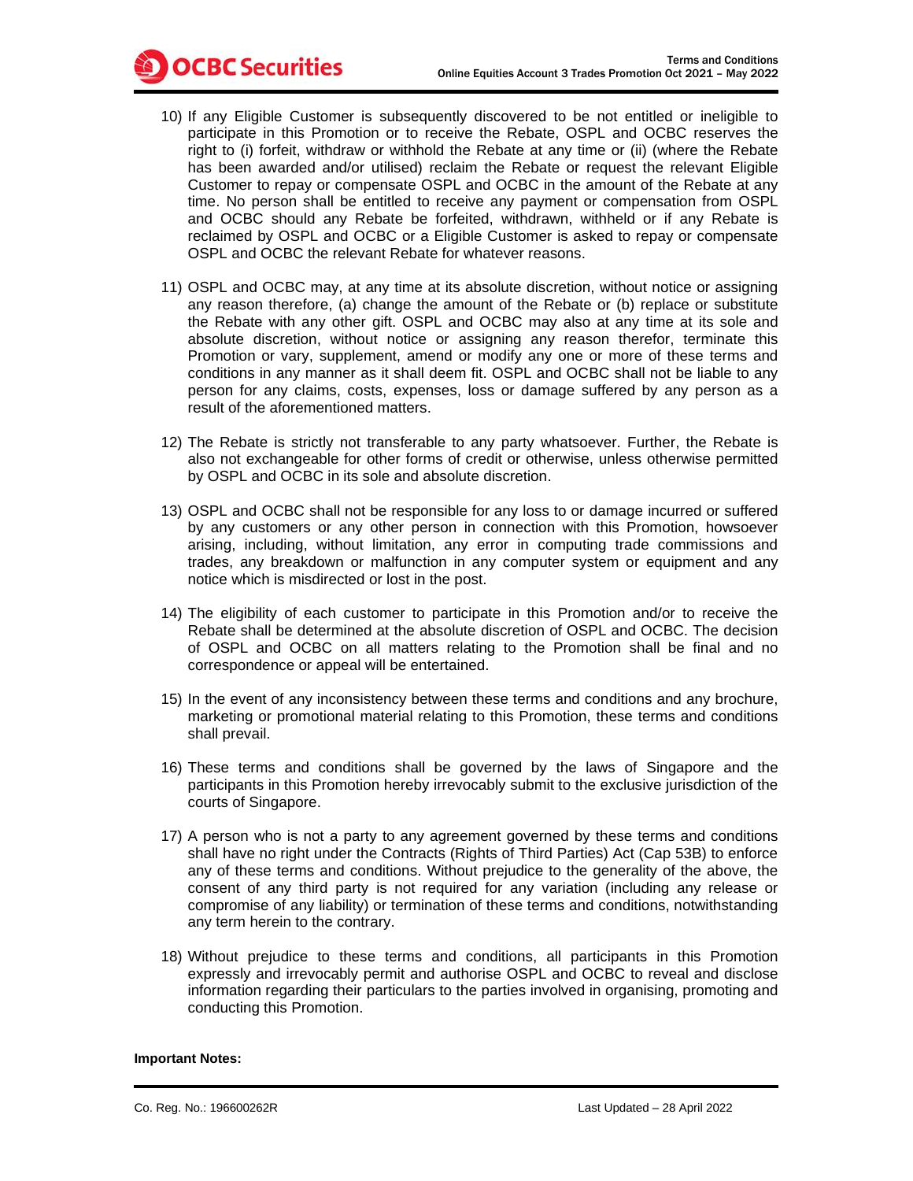10) If any Eligible Customer is subsequently discovered to be not entitled or ineligible to participate in this Promotion or to receive the Rebate, OSPL and OCBC reserves the right to (i) forfeit, withdraw or withhold the Rebate at any time or (ii) (where the Rebate has been awarded and/or utilised) reclaim the Rebate or request the relevant Eligible Customer to repay or compensate OSPL and OCBC in the amount of the Rebate at any time. No person shall be entitled to receive any payment or compensation from OSPL and OCBC should any Rebate be forfeited, withdrawn, withheld or if any Rebate is reclaimed by OSPL and OCBC or a Eligible Customer is asked to repay or compensate OSPL and OCBC the relevant Rebate for whatever reasons.

11) OSPL and OCBC may, at any time at its absolute discretion, without notice or assigning any reason therefore, (a) change the amount of the Rebate or (b) replace or substitute the Rebate with any other gift. OSPL and OCBC may also at any time at its sole and absolute discretion, without notice or assigning any reason therefor, terminate this Promotion or vary, supplement, amend or modify any one or more of these terms and conditions in any manner as it shall deem fit. OSPL and OCBC shall not be liable to any person for any claims, costs, expenses, loss or damage suffered by any person as a result of the aforementioned matters.

12) The Rebate is strictly not transferable to any party whatsoever. Further, the Rebate is also not exchangeable for other forms of credit or otherwise, unless otherwise permitted by OSPL and OCBC in its sole and absolute discretion.

13) OSPL and OCBC shall not be responsible for any loss to or damage incurred or suffered by any customers or any other person in connection with this Promotion, howsoever arising, including, without limitation, any error in computing trade commissions and trades, any breakdown or malfunction in any computer system or equipment and any notice which is misdirected or lost in the post.

14) The eligibility of each customer to participate in this Promotion and/or to receive the Rebate shall be determined at the absolute discretion of OSPL and OCBC. The decision of OSPL and OCBC on all matters relating to the Promotion shall be final and no correspondence or appeal will be entertained.

15) In the event of any inconsistency between these terms and conditions and any brochure, marketing or promotional material relating to this Promotion, these terms and conditions shall prevail.

16) These terms and conditions shall be governed by the laws of Singapore and the participants in this Promotion hereby irrevocably submit to the exclusive jurisdiction of the courts of Singapore.

17) A person who is not a party to any agreement governed by these terms and conditions shall have no right under the Contracts (Rights of Third Parties) Act (Cap 53B) to enforce any of these terms and conditions. Without prejudice to the generality of the above, the consent of any third party is not required for any variation (including any release or compromise of any liability) or termination of these terms and conditions, notwithstanding any term herein to the contrary.

18) Without prejudice to these terms and conditions, all participants in this Promotion expressly and irrevocably permit and authorise OSPL and OCBC to reveal and disclose information regarding their particulars to the parties involved in organising, promoting and conducting this Promotion.

**Important Notes:**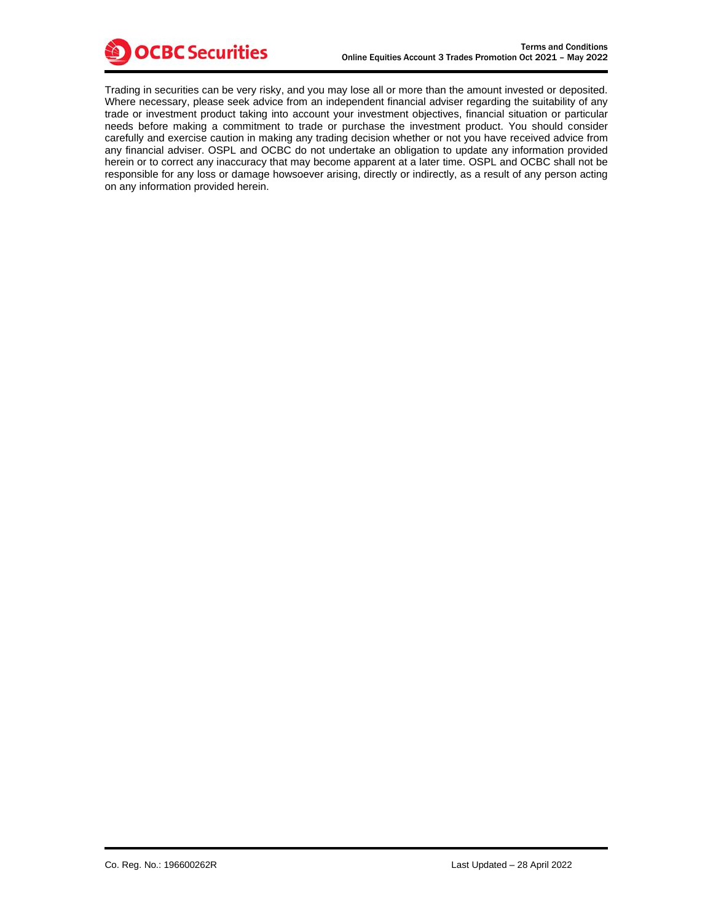Trading in securities can be very risky, and you may lose all or more than the amount invested or deposited. Where necessary, please seek advice from an independent financial adviser regarding the suitability of any trade or investment product taking into account your investment objectives, financial situation or particular needs before making a commitment to trade or purchase the investment product. You should consider carefully and exercise caution in making any trading decision whether or not you have received advice from any financial adviser. OSPL and OCBC do not undertake an obligation to update any information provided herein or to correct any inaccuracy that may become apparent at a later time. OSPL and OCBC shall not be responsible for any loss or damage howsoever arising, directly or indirectly, as a result of any person acting on any information provided herein.